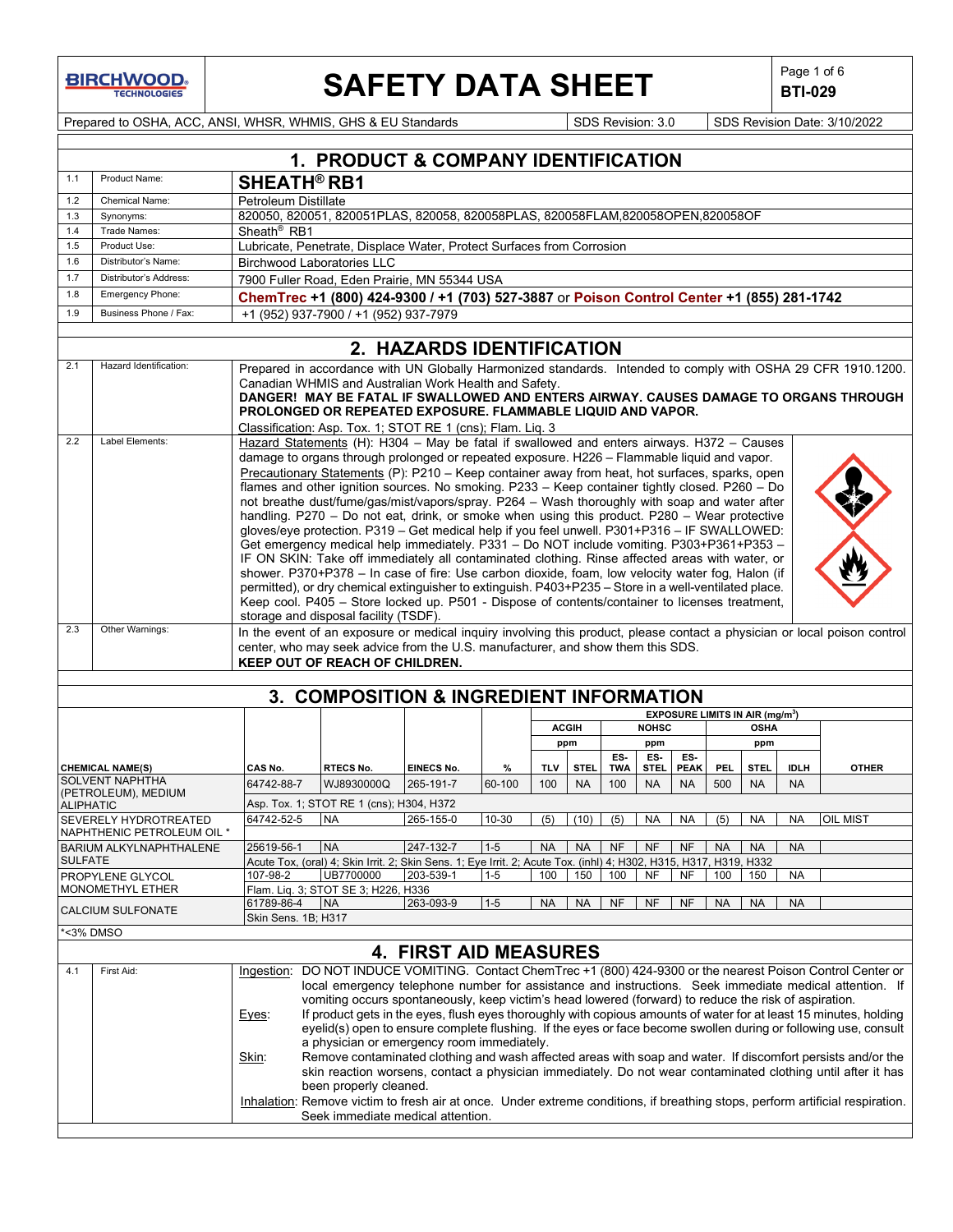**BIRCHWOOD TECHNOLOGIES**

# SAFETY DATA SHEET

**BTI-029**

Prepared to OSHA, ACC, ANSI, WHSR, WHMIS, GHS & EU Standards | SDS Revision: 3.0 | SDS Revision Date: 3/10/2022

## 1. PRODUCT & COMPANY IDENTIFICATION

| | | |
|---|---|---|
| 1.1 | Product Name: | **SHEATH® RB1** |
| 1.2 | Chemical Name: | Petroleum Distillate |
| 1.3 | Synonyms: | 820050, 820051, 820051PLAS, 820058, 820058PLAS, 820058FLAM,820058OPEN,820058OF |
| 1.4 | Trade Names: | Sheath® RB1 |
| 1.5 | Product Use: | Lubricate, Penetrate, Displace Water, Protect Surfaces from Corrosion |
| 1.6 | Distributor's Name: | Birchwood Laboratories LLC |
| 1.7 | Distributor's Address: | 7900 Fuller Road, Eden Prairie, MN 55344 USA |
| 1.8 | Emergency Phone: | **ChemTrec +1 (800) 424-9300 / +1 (703) 527-3887 or Poison Control Center +1 (855) 281-1742** |
| 1.9 | Business Phone / Fax: | +1 (952) 937-7900 / +1 (952) 937-7979 |

## 2. HAZARDS IDENTIFICATION

| | | |
|---|---|---|
| 2.1 | Hazard Identification: | Prepared in accordance with UN Globally Harmonized standards. Intended to comply with OSHA 29 CFR 1910.1200. Canadian WHMIS and Australian Work Health and Safety. **DANGER! MAY BE FATAL IF SWALLOWED AND ENTERS AIRWAY. CAUSES DAMAGE TO ORGANS THROUGH PROLONGED OR REPEATED EXPOSURE. FLAMMABLE LIQUID AND VAPOR.** Classification: Asp. Tox. 1; STOT RE 1 (cns); Flam. Liq. 3 |
| 2.2 | Label Elements: | Hazard Statements (H): H304 – May be fatal if swallowed and enters airways. H372 – Causes damage to organs through prolonged or repeated exposure. H226 – Flammable liquid and vapor. Precautionary Statements (P): P210 – Keep container away from heat, hot surfaces, sparks, open flames and other ignition sources. No smoking. P233 – Keep container tightly closed. P260 – Do not breathe dust/fume/gas/mist/vapors/spray. P264 – Wash thoroughly with soap and water after handling. P270 – Do not eat, drink, or smoke when using this product. P280 – Wear protective gloves/eye protection. P319 – Get medical help if you feel unwell. P301+P316 – IF SWALLOWED: Get emergency medical help immediately. P331 – Do NOT include vomiting. P303+P361+P353 – IF ON SKIN: Take off immediately all contaminated clothing. Rinse affected areas with water, or shower. P370+P378 – In case of fire: Use carbon dioxide, foam, low velocity water fog, Halon (if permitted), or dry chemical extinguisher to extinguish. P403+P235 – Store in a well-ventilated place. Keep cool. P405 – Store locked up. P501 - Dispose of contents/container to licenses treatment, storage and disposal facility (TSDF). |
| 2.3 | Other Warnings: | In the event of an exposure or medical inquiry involving this product, please contact a physician or local poison control center, who may seek advice from the U.S. manufacturer, and show them this SDS. **KEEP OUT OF REACH OF CHILDREN.** |

## 3. COMPOSITION & INGREDIENT INFORMATION

| | | | | | EXPOSURE LIMITS IN AIR (mg/m³) | | | | | | | | |
|---|---|---|---|---|---|---|---|---|---|---|---|---|---|
| | | | | | ACGIH | | NOHSC | | | OSHA | | | |
| | | | | | ppm | | ppm | | | ppm | | | |
| **CHEMICAL NAME(S)** | **CAS No.** | **RTECS No.** | **EINECS No.** | **%** | **TLV** | **STEL** | **ES-TWA** | **ES-STEL** | **ES-PEAK** | **PEL** | **STEL** | **IDLH** | **OTHER** |
| SOLVENT NAPHTHA (PETROLEUM), MEDIUM ALIPHATIC | 64742-88-7 | WJ8930000Q | 265-191-7 | 60-100 | 100 | NA | 100 | NA | NA | 500 | NA | NA | |
| | Asp. Tox. 1; STOT RE 1 (cns); H304, H372 | | | | | | | | | | | | |
| SEVERELY HYDROTREATED NAPHTHENIC PETROLEUM OIL * | 64742-52-5 | NA | 265-155-0 | 10-30 | (5) | (10) | (5) | NA | NA | (5) | NA | NA | OIL MIST |
| BARIUM ALKYLNAPHTHALENE SULFATE | 25619-56-1 | NA | 247-132-7 | 1-5 | NA | NA | NF | NF | NF | NA | NA | NA | |
| | Acute Tox, (oral) 4; Skin Irrit. 2; Skin Sens. 1; Eye Irrit. 2; Acute Tox. (inhl) 4; H302, H315, H317, H319, H332 | | | | | | | | | | | | |
| PROPYLENE GLYCOL MONOMETHYL ETHER | 107-98-2 | UB7700000 | 203-539-1 | 1-5 | 100 | 150 | 100 | NF | NF | 100 | 150 | NA | |
| | Flam. Liq. 3; STOT SE 3; H226, H336 | | | | | | | | | | | | |
| CALCIUM SULFONATE | 61789-86-4 | NA | 263-093-9 | 1-5 | NA | NA | NF | NF | NF | NA | NA | NA | |
| | Skin Sens. 1B; H317 | | | | | | | | | | | | |

*<3% DMSO

## 4. FIRST AID MEASURES

| | | |
|---|---|---|
| 4.1 | First Aid: | Ingestion: DO NOT INDUCE VOMITING. Contact ChemTrec +1 (800) 424-9300 or the nearest Poison Control Center or local emergency telephone number for assistance and instructions. Seek immediate medical attention. If vomiting occurs spontaneously, keep victim's head lowered (forward) to reduce the risk of aspiration. |
| | | Eyes: If product gets in the eyes, flush eyes thoroughly with copious amounts of water for at least 15 minutes, holding eyelid(s) open to ensure complete flushing. If the eyes or face become swollen during or following use, consult a physician or emergency room immediately. |
| | | Skin: Remove contaminated clothing and wash affected areas with soap and water. If discomfort persists and/or the skin reaction worsens, contact a physician immediately. Do not wear contaminated clothing until after it has been properly cleaned. |
| | | Inhalation: Remove victim to fresh air at once. Under extreme conditions, if breathing stops, perform artificial respiration. Seek immediate medical attention. |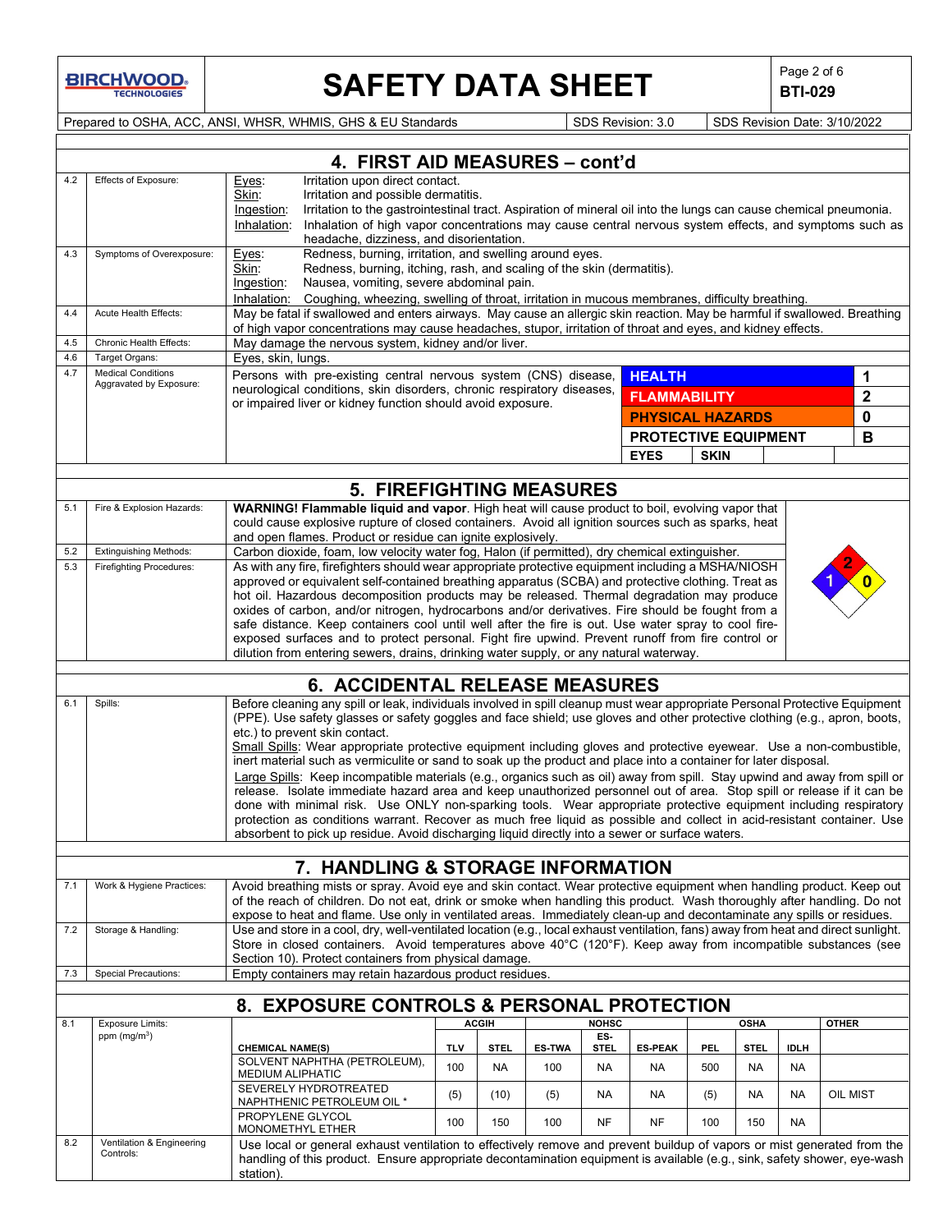## 4. FIRST AID MEASURES – cont'd

| | | |
|---|---|---|
| 4.2 | Effects of Exposure: | Eyes: Irritation upon direct contact.<br>Skin: Irritation and possible dermatitis.<br>Ingestion: Irritation to the gastrointestinal tract. Aspiration of mineral oil into the lungs can cause chemical pneumonia.<br>Inhalation: Inhalation of high vapor concentrations may cause central nervous system effects, and symptoms such as headache, dizziness, and disorientation. |
| 4.3 | Symptoms of Overexposure: | Eyes: Redness, burning, irritation, and swelling around eyes.<br>Skin: Redness, burning, itching, rash, and scaling of the skin (dermatitis).<br>Ingestion: Nausea, vomiting, severe abdominal pain.<br>Inhalation: Coughing, wheezing, swelling of throat, irritation in mucous membranes, difficulty breathing. |
| 4.4 | Acute Health Effects: | May be fatal if swallowed and enters airways. May cause an allergic skin reaction. May be harmful if swallowed. Breathing of high vapor concentrations may cause headaches, stupor, irritation of throat and eyes, and kidney effects. |
| 4.5 | Chronic Health Effects: | May damage the nervous system, kidney and/or liver. |
| 4.6 | Target Organs: | Eyes, skin, lungs. |
| 4.7 | Medical Conditions Aggravated by Exposure: | Persons with pre-existing central nervous system (CNS) disease, neurological conditions, skin disorders, chronic respiratory diseases, or impaired liver or kidney function should avoid exposure. |

| HMIS | |
|---|---|
| HEALTH | 1 |
| FLAMMABILITY | 2 |
| PHYSICAL HAZARDS | 0 |
| PROTECTIVE EQUIPMENT | B |
| EYES | SKIN |

## 5. FIREFIGHTING MEASURES

| | | |
|---|---|---|
| 5.1 | Fire & Explosion Hazards: | **WARNING! Flammable liquid and vapor**. High heat will cause product to boil, evolving vapor that could cause explosive rupture of closed containers. Avoid all ignition sources such as sparks, heat and open flames. Product or residue can ignite explosively. |
| 5.2 | Extinguishing Methods: | Carbon dioxide, foam, low velocity water fog, Halon (if permitted), dry chemical extinguisher. |
| 5.3 | Firefighting Procedures: | As with any fire, firefighters should wear appropriate protective equipment including a MSHA/NIOSH approved or equivalent self-contained breathing apparatus (SCBA) and protective clothing. Treat as hot oil. Hazardous decomposition products may be released. Thermal degradation may produce oxides of carbon, and/or nitrogen, hydrocarbons and/or derivatives. Fire should be fought from a safe distance. Keep containers cool until well after the fire is out. Use water spray to cool fire-exposed surfaces and to protect personal. Fight fire upwind. Prevent runoff from fire control or dilution from entering sewers, drains, drinking water supply, or any natural waterway. |

NFPA: Health 1, Flammability 2, Instability 0

## 6. ACCIDENTAL RELEASE MEASURES

| | | |
|---|---|---|
| 6.1 | Spills: | Before cleaning any spill or leak, individuals involved in spill cleanup must wear appropriate Personal Protective Equipment (PPE). Use safety glasses or safety goggles and face shield; use gloves and other protective clothing (e.g., apron, boots, etc.) to prevent skin contact.<br>Small Spills: Wear appropriate protective equipment including gloves and protective eyewear. Use a non-combustible, inert material such as vermiculite or sand to soak up the product and place into a container for later disposal.<br>Large Spills: Keep incompatible materials (e.g., organics such as oil) away from spill. Stay upwind and away from spill or release. Isolate immediate hazard area and keep unauthorized personnel out of area. Stop spill or release if it can be done with minimal risk. Use ONLY non-sparking tools. Wear appropriate protective equipment including respiratory protection as conditions warrant. Recover as much free liquid as possible and collect in acid-resistant container. Use absorbent to pick up residue. Avoid discharging liquid directly into a sewer or surface waters. |

## 7. HANDLING & STORAGE INFORMATION

| | | |
|---|---|---|
| 7.1 | Work & Hygiene Practices: | Avoid breathing mists or spray. Avoid eye and skin contact. Wear protective equipment when handling product. Keep out of the reach of children. Do not eat, drink or smoke when handling this product. Wash thoroughly after handling. Do not expose to heat and flame. Use only in ventilated areas. Immediately clean-up and decontaminate any spills or residues. |
| 7.2 | Storage & Handling: | Use and store in a cool, dry, well-ventilated location (e.g., local exhaust ventilation, fans) away from heat and direct sunlight. Store in closed containers. Avoid temperatures above 40°C (120°F). Keep away from incompatible substances (see Section 10). Protect containers from physical damage. |
| 7.3 | Special Precautions: | Empty containers may retain hazardous product residues. |

## 8. EXPOSURE CONTROLS & PERSONAL PROTECTION

8.1 Exposure Limits: ppm (mg/m$^3$)

| | ACGIH | | NIOSH | | | OSHA | | | OTHER |
|---|---|---|---|---|---|---|---|---|---|
| CHEMICAL NAME(S) | TLV | STEL | ES-TWA | ES-STEL | ES-PEAK | PEL | STEL | IDLH | |
| SOLVENT NAPHTHA (PETROLEUM), MEDIUM ALIPHATIC | 100 | NA | 100 | NA | NA | 500 | NA | NA | |
| SEVERELY HYDROTREATED NAPHTHENIC PETROLEUM OIL * | (5) | (10) | (5) | NA | NA | (5) | NA | NA | OIL MIST |
| PROPYLENE GLYCOL MONOMETHYL ETHER | 100 | 150 | 100 | NF | NF | 100 | 150 | NA | |

| | | |
|---|---|---|
| 8.2 | Ventilation & Engineering Controls: | Use local or general exhaust ventilation to effectively remove and prevent buildup of vapors or mist generated from the handling of this product. Ensure appropriate decontamination equipment is available (e.g., sink, safety shower, eye-wash station). |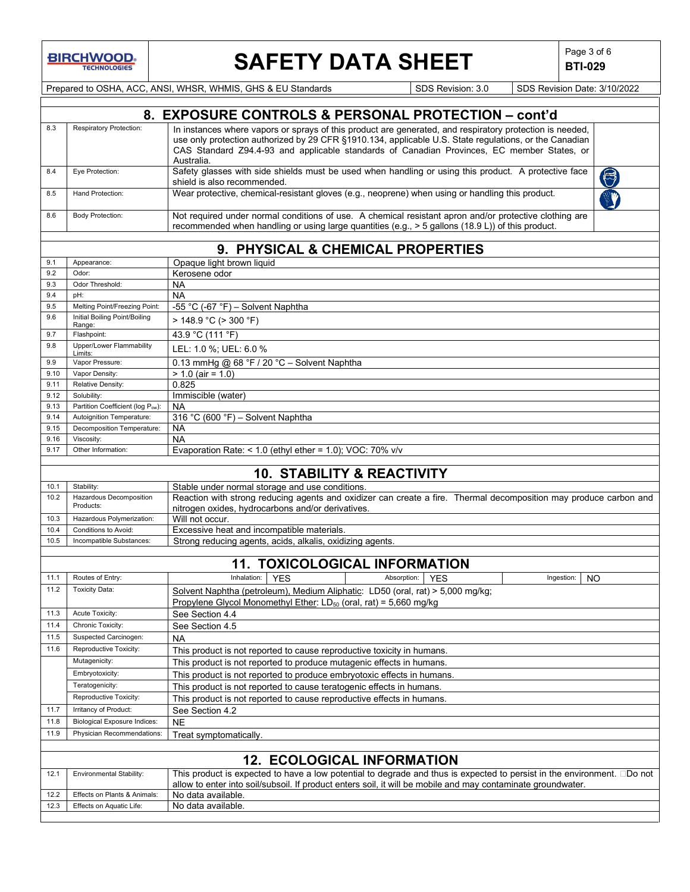## 8. EXPOSURE CONTROLS & PERSONAL PROTECTION – cont'd

| | | |
|---|---|---|
| 8.3 | Respiratory Protection: | In instances where vapors or sprays of this product are generated, and respiratory protection is needed, use only protection authorized by 29 CFR §1910.134, applicable U.S. State regulations, or the Canadian CAS Standard Z94.4-93 and applicable standards of Canadian Provinces, EC member States, or Australia. |
| 8.4 | Eye Protection: | Safety glasses with side shields must be used when handling or using this product. A protective face shield is also recommended. |
| 8.5 | Hand Protection: | Wear protective, chemical-resistant gloves (e.g., neoprene) when using or handling this product. |
| 8.6 | Body Protection: | Not required under normal conditions of use. A chemical resistant apron and/or protective clothing are recommended when handling or using large quantities (e.g., > 5 gallons (18.9 L)) of this product. |

## 9. PHYSICAL & CHEMICAL PROPERTIES

| | | |
|---|---|---|
| 9.1 | Appearance: | Opaque light brown liquid |
| 9.2 | Odor: | Kerosene odor |
| 9.3 | Odor Threshold: | NA |
| 9.4 | pH: | NA |
| 9.5 | Melting Point/Freezing Point: | -55 °C (-67 °F) – Solvent Naphtha |
| 9.6 | Initial Boiling Point/Boiling Range: | > 148.9 °C (> 300 °F) |
| 9.7 | Flashpoint: | 43.9 °C (111 °F) |
| 9.8 | Upper/Lower Flammability Limits: | LEL: 1.0 %; UEL: 6.0 % |
| 9.9 | Vapor Pressure: | 0.13 mmHg @ 68 °F / 20 °C – Solvent Naphtha |
| 9.10 | Vapor Density: | > 1.0 (air = 1.0) |
| 9.11 | Relative Density: | 0.825 |
| 9.12 | Solubility: | Immiscible (water) |
| 9.13 | Partition Coefficient (log $P_{ow}$): | NA |
| 9.14 | Autoignition Temperature: | 316 °C (600 °F) – Solvent Naphtha |
| 9.15 | Decomposition Temperature: | NA |
| 9.16 | Viscosity: | NA |
| 9.17 | Other Information: | Evaporation Rate: < 1.0 (ethyl ether = 1.0); VOC: 70% v/v |

## 10. STABILITY & REACTIVITY

| | | |
|---|---|---|
| 10.1 | Stability: | Stable under normal storage and use conditions. |
| 10.2 | Hazardous Decomposition Products: | Reaction with strong reducing agents and oxidizer can create a fire. Thermal decomposition may produce carbon and nitrogen oxides, hydrocarbons and/or derivatives. |
| 10.3 | Hazardous Polymerization: | Will not occur. |
| 10.4 | Conditions to Avoid: | Excessive heat and incompatible materials. |
| 10.5 | Incompatible Substances: | Strong reducing agents, acids, alkalis, oxidizing agents. |

## 11. TOXICOLOGICAL INFORMATION

| | | |
|---|---|---|
| 11.1 | Routes of Entry: | Inhalation: YES; Absorption: YES; Ingestion: NO |
| 11.2 | Toxicity Data: | Solvent Naphtha (petroleum), Medium Aliphatic: LD50 (oral, rat) > 5,000 mg/kg; Propylene Glycol Monomethyl Ether: $LD_{50}$ (oral, rat) = 5,660 mg/kg |
| 11.3 | Acute Toxicity: | See Section 4.4 |
| 11.4 | Chronic Toxicity: | See Section 4.5 |
| 11.5 | Suspected Carcinogen: | NA |
| 11.6 | Reproductive Toxicity: | This product is not reported to cause reproductive toxicity in humans. |
| | Mutagenicity: | This product is not reported to produce mutagenic effects in humans. |
| | Embryotoxicity: | This product is not reported to produce embryotoxic effects in humans. |
| | Teratogenicity: | This product is not reported to cause teratogenic effects in humans. |
| | Reproductive Toxicity: | This product is not reported to cause reproductive effects in humans. |
| 11.7 | Irritancy of Product: | See Section 4.2 |
| 11.8 | Biological Exposure Indices: | NE |
| 11.9 | Physician Recommendations: | Treat symptomatically. |

## 12. ECOLOGICAL INFORMATION

| | | |
|---|---|---|
| 12.1 | Environmental Stability: | This product is expected to have a low potential to degrade and thus is expected to persist in the environment. Do not allow to enter into soil/subsoil. If product enters soil, it will be mobile and may contaminate groundwater. |
| 12.2 | Effects on Plants & Animals: | No data available. |
| 12.3 | Effects on Aquatic Life: | No data available. |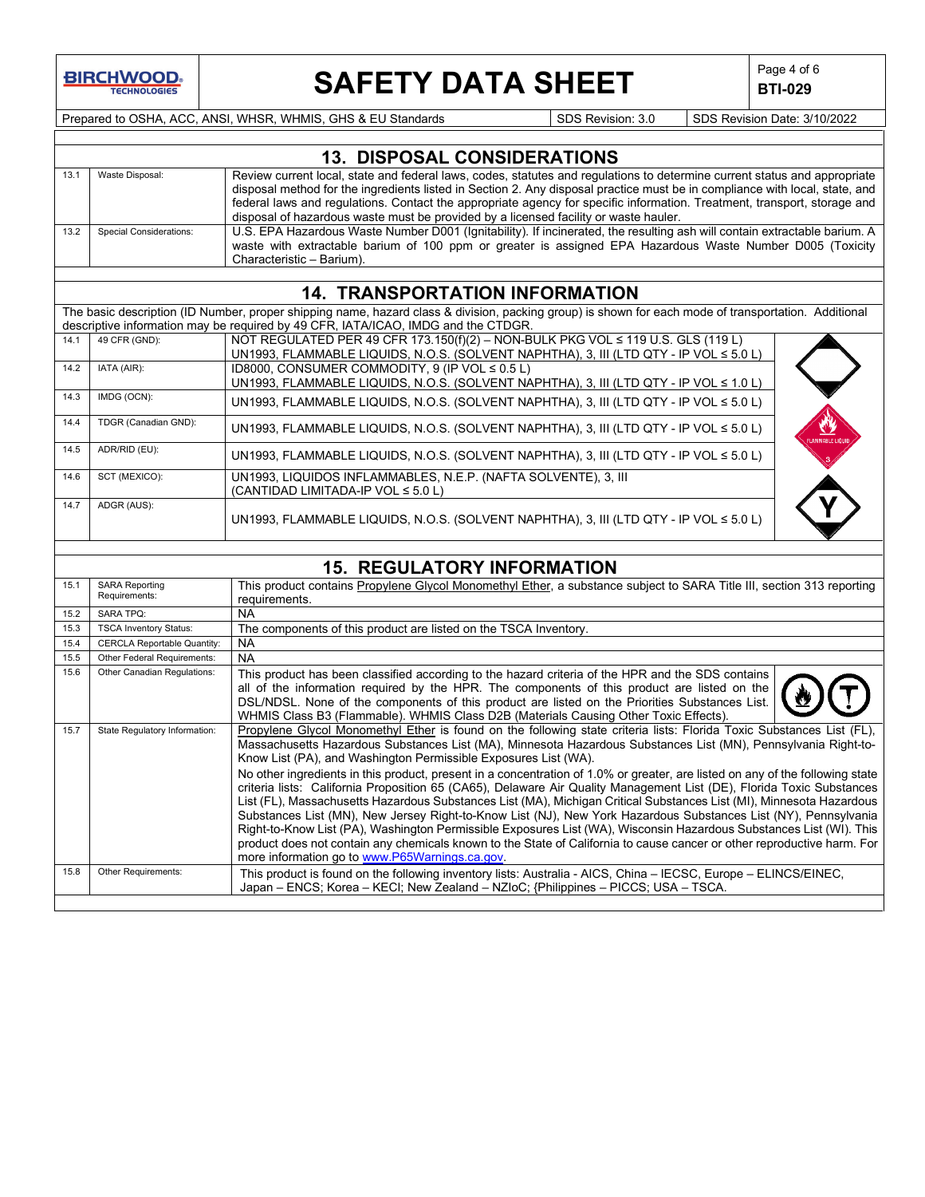## 13. DISPOSAL CONSIDERATIONS

| | | |
|---|---|---|
| 13.1 | Waste Disposal: | Review current local, state and federal laws, codes, statutes and regulations to determine current status and appropriate disposal method for the ingredients listed in Section 2. Any disposal practice must be in compliance with local, state, and federal laws and regulations. Contact the appropriate agency for specific information. Treatment, transport, storage and disposal of hazardous waste must be provided by a licensed facility or waste hauler. |
| 13.2 | Special Considerations: | U.S. EPA Hazardous Waste Number D001 (Ignitability). If incinerated, the resulting ash will contain extractable barium. A waste with extractable barium of 100 ppm or greater is assigned EPA Hazardous Waste Number D005 (Toxicity Characteristic – Barium). |

## 14. TRANSPORTATION INFORMATION

The basic description (ID Number, proper shipping name, hazard class & division, packing group) is shown for each mode of transportation. Additional descriptive information may be required by 49 CFR, IATA/ICAO, IMDG and the CTDGR.

| | | |
|---|---|---|
| 14.1 | 49 CFR (GND): | NOT REGULATED PER 49 CFR 173.150(f)(2) – NON-BULK PKG VOL ≤ 119 U.S. GLS (119 L)<br>UN1993, FLAMMABLE LIQUIDS, N.O.S. (SOLVENT NAPHTHA), 3, III (LTD QTY - IP VOL ≤ 5.0 L) |
| 14.2 | IATA (AIR): | ID8000, CONSUMER COMMODITY, 9 (IP VOL ≤ 0.5 L)<br>UN1993, FLAMMABLE LIQUIDS, N.O.S. (SOLVENT NAPHTHA), 3, III (LTD QTY - IP VOL ≤ 1.0 L) |
| 14.3 | IMDG (OCN): | UN1993, FLAMMABLE LIQUIDS, N.O.S. (SOLVENT NAPHTHA), 3, III (LTD QTY - IP VOL ≤ 5.0 L) |
| 14.4 | TDGR (Canadian GND): | UN1993, FLAMMABLE LIQUIDS, N.O.S. (SOLVENT NAPHTHA), 3, III (LTD QTY - IP VOL ≤ 5.0 L) |
| 14.5 | ADR/RID (EU): | UN1993, FLAMMABLE LIQUIDS, N.O.S. (SOLVENT NAPHTHA), 3, III (LTD QTY - IP VOL ≤ 5.0 L) |
| 14.6 | SCT (MEXICO): | UN1993, LIQUIDOS INFLAMMABLES, N.E.P. (NAFTA SOLVENTE), 3, III<br>(CANTIDAD LIMITADA-IP VOL ≤ 5.0 L) |
| 14.7 | ADGR (AUS): | UN1993, FLAMMABLE LIQUIDS, N.O.S. (SOLVENT NAPHTHA), 3, III (LTD QTY - IP VOL ≤ 5.0 L) |

## 15. REGULATORY INFORMATION

| | | |
|---|---|---|
| 15.1 | SARA Reporting Requirements: | This product contains Propylene Glycol Monomethyl Ether, a substance subject to SARA Title III, section 313 reporting requirements. |
| 15.2 | SARA TPQ: | NA |
| 15.3 | TSCA Inventory Status: | The components of this product are listed on the TSCA Inventory. |
| 15.4 | CERCLA Reportable Quantity: | NA |
| 15.5 | Other Federal Requirements: | NA |
| 15.6 | Other Canadian Regulations: | This product has been classified according to the hazard criteria of the HPR and the SDS contains all of the information required by the HPR. The components of this product are listed on the DSL/NDSL. None of the components of this product are listed on the Priorities Substances List. WHMIS Class B3 (Flammable). WHMIS Class D2B (Materials Causing Other Toxic Effects). |
| 15.7 | State Regulatory Information: | Propylene Glycol Monomethyl Ether is found on the following state criteria lists: Florida Toxic Substances List (FL), Massachusetts Hazardous Substances List (MA), Minnesota Hazardous Substances List (MN), Pennsylvania Right-to-Know List (PA), and Washington Permissible Exposures List (WA).<br>No other ingredients in this product, present in a concentration of 1.0% or greater, are listed on any of the following state criteria lists: California Proposition 65 (CA65), Delaware Air Quality Management List (DE), Florida Toxic Substances List (FL), Massachusetts Hazardous Substances List (MA), Michigan Critical Substances List (MI), Minnesota Hazardous Substances List (MN), New Jersey Right-to-Know List (NJ), New York Hazardous Substances List (NY), Pennsylvania Right-to-Know List (PA), Washington Permissible Exposures List (WA), Wisconsin Hazardous Substances List (WI). This product does not contain any chemicals known to the State of California to cause cancer or other reproductive harm. For more information go to www.P65Warnings.ca.gov. |
| 15.8 | Other Requirements: | This product is found on the following inventory lists: Australia - AICS, China – IECSC, Europe – ELINCS/EINEC, Japan – ENCS; Korea – KECI; New Zealand – NZIoC; {Philippines – PICCS; USA – TSCA. |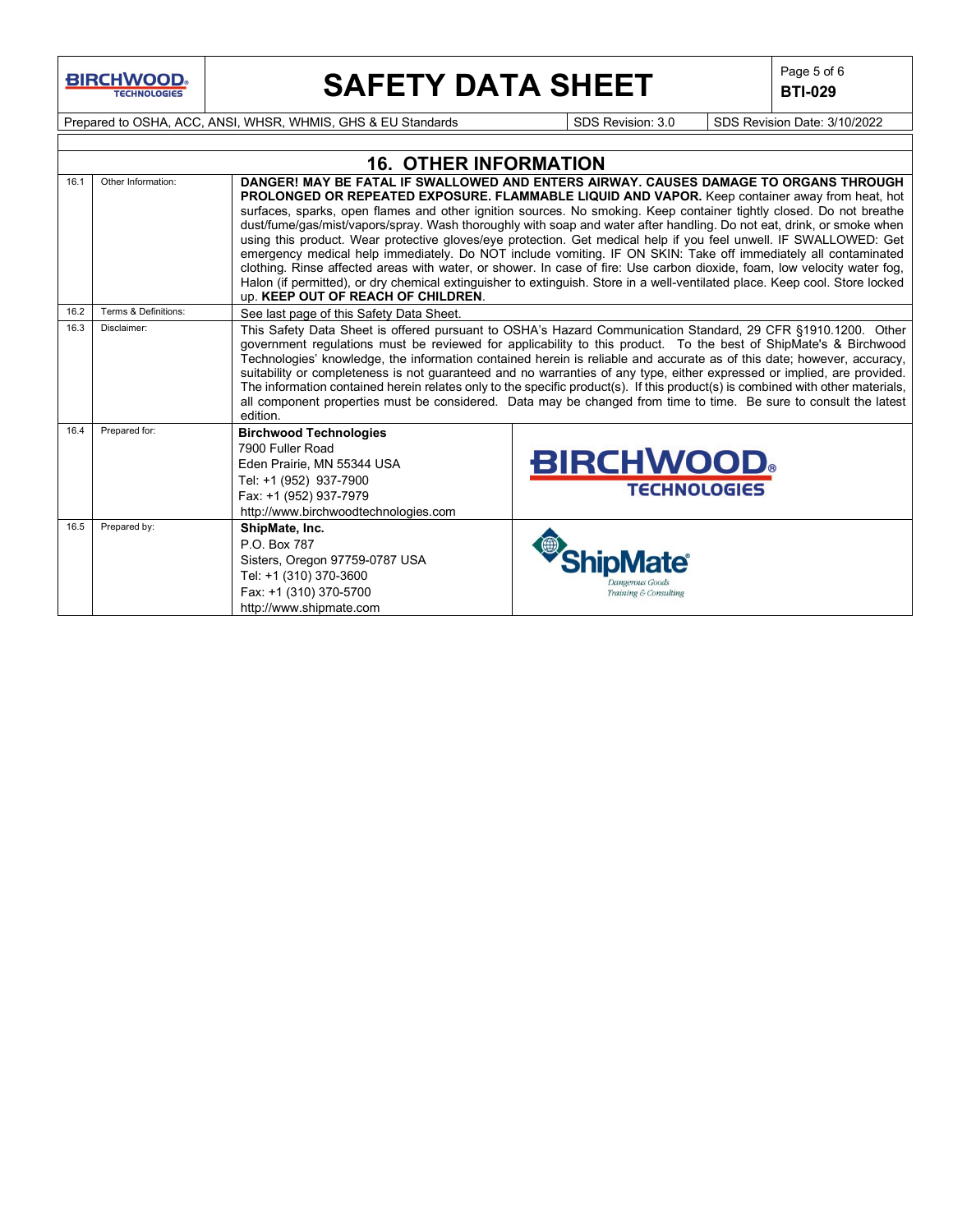## 16. OTHER INFORMATION

| | | |
|---|---|---|
| 16.1 | Other Information: | **DANGER! MAY BE FATAL IF SWALLOWED AND ENTERS AIRWAY. CAUSES DAMAGE TO ORGANS THROUGH PROLONGED OR REPEATED EXPOSURE. FLAMMABLE LIQUID AND VAPOR.** Keep container away from heat, hot surfaces, sparks, open flames and other ignition sources. No smoking. Keep container tightly closed. Do not breathe dust/fume/gas/mist/vapors/spray. Wash thoroughly with soap and water after handling. Do not eat, drink, or smoke when using this product. Wear protective gloves/eye protection. Get medical help if you feel unwell. IF SWALLOWED: Get emergency medical help immediately. Do NOT include vomiting. IF ON SKIN: Take off immediately all contaminated clothing. Rinse affected areas with water, or shower. In case of fire: Use carbon dioxide, foam, low velocity water fog, Halon (if permitted), or dry chemical extinguisher to extinguish. Store in a well-ventilated place. Keep cool. Store locked up. **KEEP OUT OF REACH OF CHILDREN**. |
| 16.2 | Terms & Definitions: | See last page of this Safety Data Sheet. |
| 16.3 | Disclaimer: | This Safety Data Sheet is offered pursuant to OSHA's Hazard Communication Standard, 29 CFR §1910.1200. Other government regulations must be reviewed for applicability to this product. To the best of ShipMate's & Birchwood Technologies' knowledge, the information contained herein is reliable and accurate as of this date; however, accuracy, suitability or completeness is not guaranteed and no warranties of any type, either expressed or implied, are provided. The information contained herein relates only to the specific product(s). If this product(s) is combined with other materials, all component properties must be considered. Data may be changed from time to time. Be sure to consult the latest edition. |
| 16.4 | Prepared for: | **Birchwood Technologies**<br>7900 Fuller Road<br>Eden Prairie, MN 55344 USA<br>Tel: +1 (952) 937-7900<br>Fax: +1 (952) 937-7979<br>http://www.birchwoodtechnologies.com |
| 16.5 | Prepared by: | **ShipMate, Inc.**<br>P.O. Box 787<br>Sisters, Oregon 97759-0787 USA<br>Tel: +1 (310) 370-3600<br>Fax: +1 (310) 370-5700<br>http://www.shipmate.com |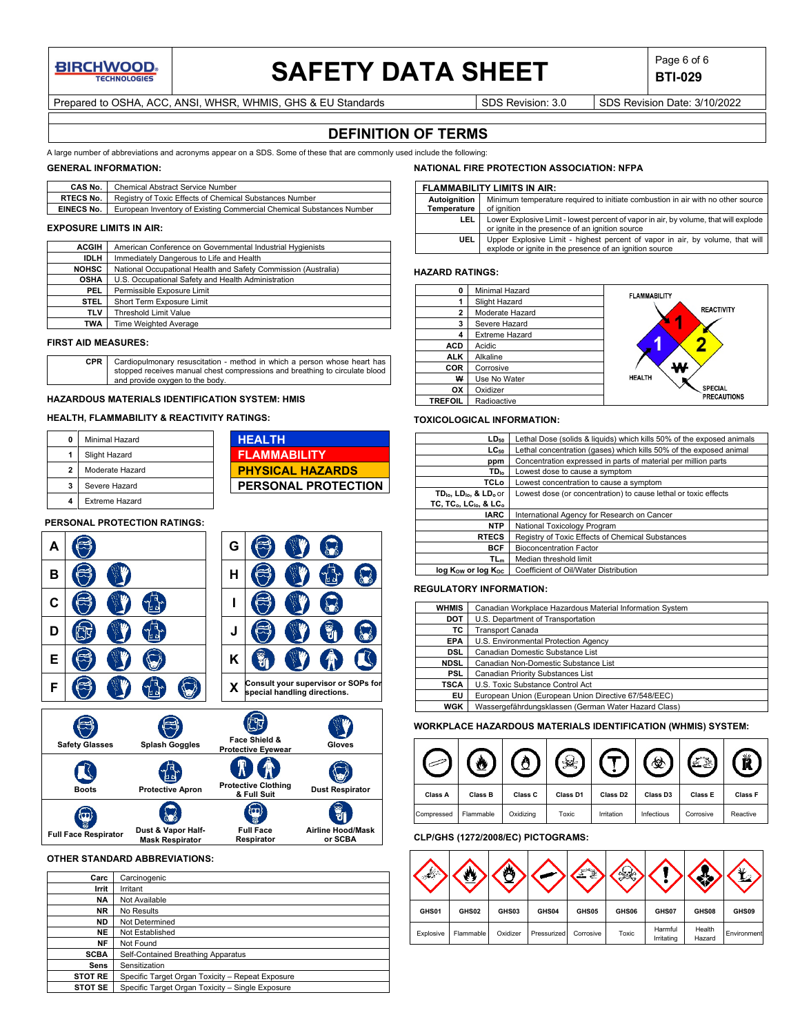# DEFINITION OF TERMS

A large number of abbreviations and acronyms appear on a SDS. Some of these that are commonly used include the following:

### GENERAL INFORMATION:

| | |
|---|---|
| **CAS No.** | Chemical Abstract Service Number |
| **RTECS No.** | Registry of Toxic Effects of Chemical Substances Number |
| **EINECS No.** | European Inventory of Existing Commercial Chemical Substances Number |

### EXPOSURE LIMITS IN AIR:

| | |
|---|---|
| **ACGIH** | American Conference on Governmental Industrial Hygienists |
| **IDLH** | Immediately Dangerous to Life and Health |
| **NOHSC** | National Occupational Health and Safety Commission (Australia) |
| **OSHA** | U.S. Occupational Safety and Health Administration |
| **PEL** | Permissible Exposure Limit |
| **STEL** | Short Term Exposure Limit |
| **TLV** | Threshold Limit Value |
| **TWA** | Time Weighted Average |

### FIRST AID MEASURES:

| | |
|---|---|
| **CPR** | Cardiopulmonary resuscitation - method in which a person whose heart has stopped receives manual chest compressions and breathing to circulate blood and provide oxygen to the body. |

### HAZARDOUS MATERIALS IDENTIFICATION SYSTEM: HMIS

### HEALTH, FLAMMABILITY & REACTIVITY RATINGS:

| | |
|---|---|
| **0** | Minimal Hazard |
| **1** | Slight Hazard |
| **2** | Moderate Hazard |
| **3** | Severe Hazard |
| **4** | Extreme Hazard |

HEALTH
FLAMMABILITY
PHYSICAL HAZARDS
PERSONAL PROTECTION

### PERSONAL PROTECTION RATINGS:

A
B
C
D
E
F
G
H
I
J
K
X Consult your supervisor or SOPs for special handling directions.

Safety Glasses
Splash Goggles
Face Shield & Protective Eyewear
Gloves
Boots
Protective Apron
Protective Clothing & Full Suit
Dust Respirator
Full Face Respirator
Dust & Vapor Half-Mask Respirator
Full Face Respirator
Airline Hood/Mask or SCBA

### OTHER STANDARD ABBREVIATIONS:

| | |
|---|---|
| **Carc** | Carcinogenic |
| **Irrit** | Irritant |
| **NA** | Not Available |
| **NR** | No Results |
| **ND** | Not Determined |
| **NE** | Not Established |
| **NF** | Not Found |
| **SCBA** | Self-Contained Breathing Apparatus |
| **Sens** | Sensitization |
| **STOT RE** | Specific Target Organ Toxicity – Repeat Exposure |
| **STOT SE** | Specific Target Organ Toxicity – Single Exposure |

### NATIONAL FIRE PROTECTION ASSOCIATION: NFPA

| FLAMMABILITY LIMITS IN AIR: | |
|---|---|
| **Autoignition Temperature** | Minimum temperature required to initiate combustion in air with no other source of ignition |
| **LEL** | Lower Explosive Limit - lowest percent of vapor in air, by volume, that will explode or ignite in the presence of an ignition source |
| **UEL** | Upper Explosive Limit - highest percent of vapor in air, by volume, that will explode or ignite in the presence of an ignition source |

### HAZARD RATINGS:

| | |
|---|---|
| **0** | Minimal Hazard |
| **1** | Slight Hazard |
| **2** | Moderate Hazard |
| **3** | Severe Hazard |
| **4** | Extreme Hazard |
| **ACD** | Acidic |
| **ALK** | Alkaline |
| **COR** | Corrosive |
| **W** | Use No Water |
| **OX** | Oxidizer |
| **TREFOIL** | Radioactive |

FLAMMABILITY
REACTIVITY
HEALTH
SPECIAL PRECAUTIONS
1
1
2
W

### TOXICOLOGICAL INFORMATION:

| | |
|---|---|
| **$LD_{50}$** | Lethal Dose (solids & liquids) which kills 50% of the exposed animals |
| **$LC_{50}$** | Lethal concentration (gases) which kills 50% of the exposed animal |
| **ppm** | Concentration expressed in parts of material per million parts |
| **$TD_{lo}$** | Lowest dose to cause a symptom |
| **TCLo** | Lowest concentration to cause a symptom |
| **$TD_{lo}$, $LD_{lo}$, & $LD_{o}$ or TC, $TC_{o}$, $LC_{lo}$, & $LC_{o}$** | Lowest dose (or concentration) to cause lethal or toxic effects |
| **IARC** | International Agency for Research on Cancer |
| **NTP** | National Toxicology Program |
| **RTECS** | Registry of Toxic Effects of Chemical Substances |
| **BCF** | Bioconcentration Factor |
| **$TL_m$** | Median threshold limit |
| **log $K_{OW}$ or log $K_{OC}$** | Coefficient of Oil/Water Distribution |

### REGULATORY INFORMATION:

| | |
|---|---|
| **WHMIS** | Canadian Workplace Hazardous Material Information System |
| **DOT** | U.S. Department of Transportation |
| **TC** | Transport Canada |
| **EPA** | U.S. Environmental Protection Agency |
| **DSL** | Canadian Domestic Substance List |
| **NDSL** | Canadian Non-Domestic Substance List |
| **PSL** | Canadian Priority Substances List |
| **TSCA** | U.S. Toxic Substance Control Act |
| **EU** | European Union (European Union Directive 67/548/EEC) |
| **WGK** | Wassergefährdungsklassen (German Water Hazard Class) |

### WORKPLACE HAZARDOUS MATERIALS IDENTIFICATION (WHMIS) SYSTEM:

| Class A | Class B | Class C | Class D1 | Class D2 | Class D3 | Class E | Class F |
|---|---|---|---|---|---|---|---|
| Compressed | Flammable | Oxidizing | Toxic | Irritation | Infectious | Corrosive | Reactive |

### CLP/GHS (1272/2008/EC) PICTOGRAMS:

| GHS01 | GHS02 | GHS03 | GHS04 | GHS05 | GHS06 | GHS07 | GHS08 | GHS09 |
|---|---|---|---|---|---|---|---|---|
| Explosive | Flammable | Oxidizer | Pressurized | Corrosive | Toxic | Harmful Irritating | Health Hazard | Environment |